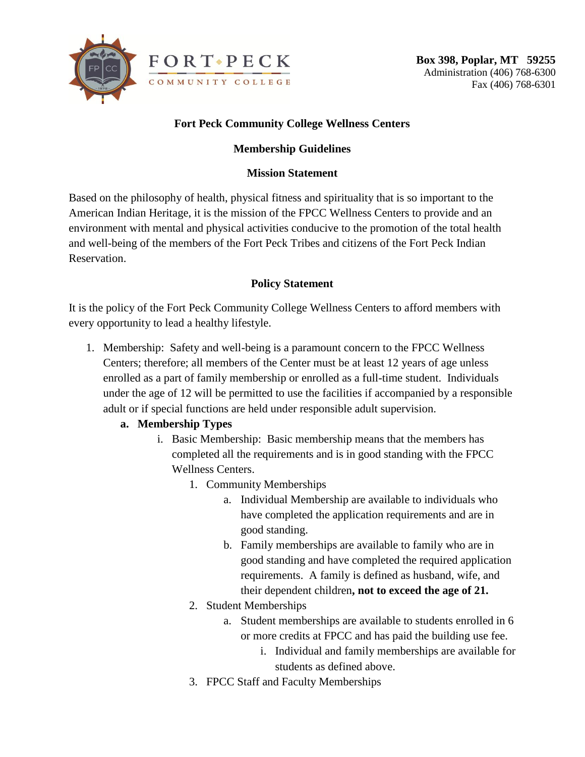FORT PECK COMMUNITY COLLEGE

**Box 398, Poplar, MT 59255**
Administration (406) 768-6300
Fax (406) 768-6301

## Fort Peck Community College Wellness Centers

## Membership Guidelines

### Mission Statement

Based on the philosophy of health, physical fitness and spirituality that is so important to the American Indian Heritage, it is the mission of the FPCC Wellness Centers to provide and an environment with mental and physical activities conducive to the promotion of the total health and well-being of the members of the Fort Peck Tribes and citizens of the Fort Peck Indian Reservation.

### Policy Statement

It is the policy of the Fort Peck Community College Wellness Centers to afford members with every opportunity to lead a healthy lifestyle.

1. Membership: Safety and well-being is a paramount concern to the FPCC Wellness Centers; therefore; all members of the Center must be at least 12 years of age unless enrolled as a part of family membership or enrolled as a full-time student. Individuals under the age of 12 will be permitted to use the facilities if accompanied by a responsible adult or if special functions are held under responsible adult supervision.
   a. **Membership Types**
      i. Basic Membership: Basic membership means that the members has completed all the requirements and is in good standing with the FPCC Wellness Centers.
         1. Community Memberships
            a. Individual Membership are available to individuals who have completed the application requirements and are in good standing.
            b. Family memberships are available to family who are in good standing and have completed the required application requirements. A family is defined as husband, wife, and their dependent children**, not to exceed the age of 21.**
         2. Student Memberships
            a. Student memberships are available to students enrolled in 6 or more credits at FPCC and has paid the building use fee.
               i. Individual and family memberships are available for students as defined above.
         3. FPCC Staff and Faculty Memberships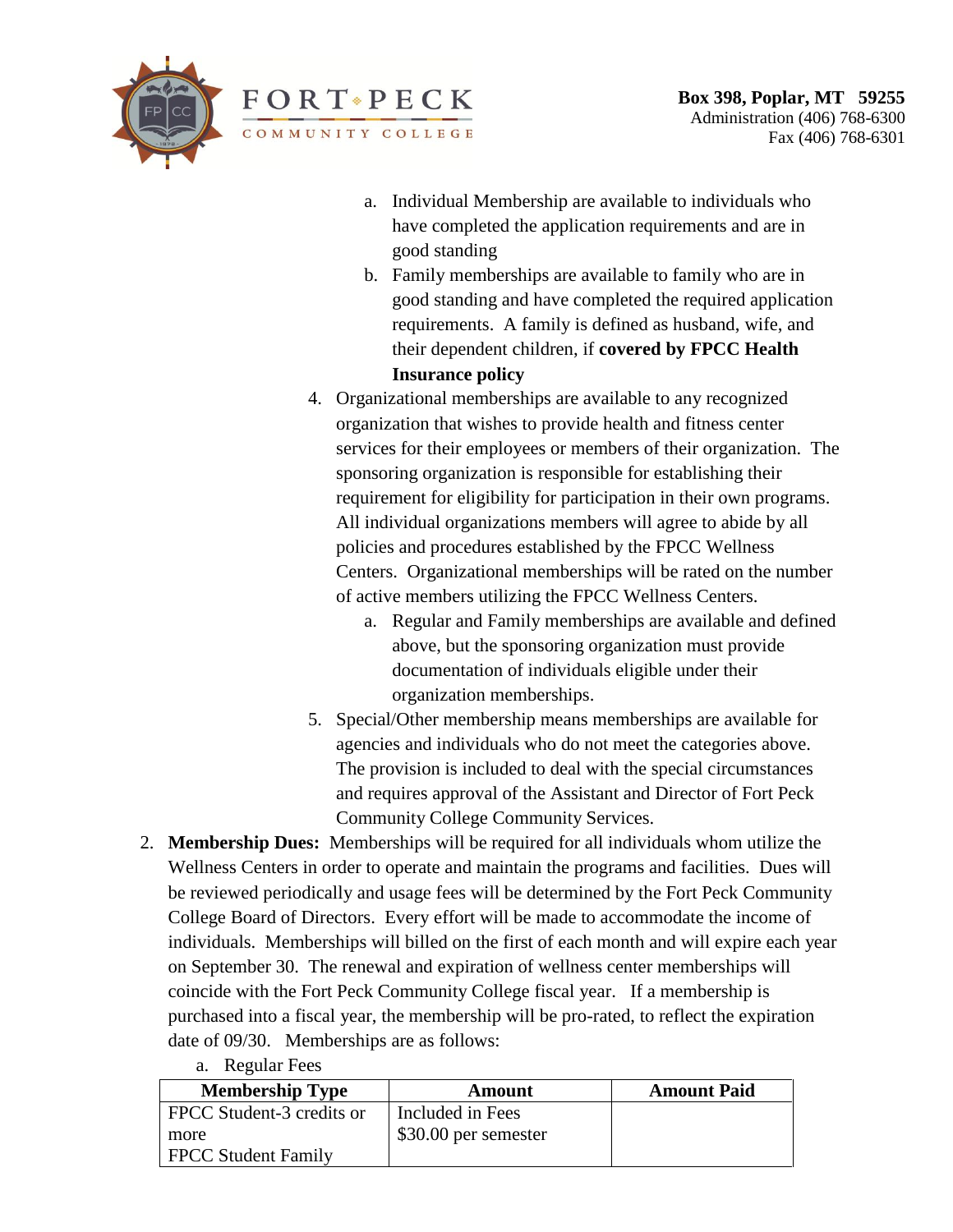a. Individual Membership are available to individuals who have completed the application requirements and are in good standing
b. Family memberships are available to family who are in good standing and have completed the required application requirements. A family is defined as husband, wife, and their dependent children, if **covered by FPCC Health Insurance policy**

4. Organizational memberships are available to any recognized organization that wishes to provide health and fitness center services for their employees or members of their organization. The sponsoring organization is responsible for establishing their requirement for eligibility for participation in their own programs. All individual organizations members will agree to abide by all policies and procedures established by the FPCC Wellness Centers. Organizational memberships will be rated on the number of active members utilizing the FPCC Wellness Centers.
   a. Regular and Family memberships are available and defined above, but the sponsoring organization must provide documentation of individuals eligible under their organization memberships.
5. Special/Other membership means memberships are available for agencies and individuals who do not meet the categories above. The provision is included to deal with the special circumstances and requires approval of the Assistant and Director of Fort Peck Community College Community Services.

2. **Membership Dues:** Memberships will be required for all individuals whom utilize the Wellness Centers in order to operate and maintain the programs and facilities. Dues will be reviewed periodically and usage fees will be determined by the Fort Peck Community College Board of Directors. Every effort will be made to accommodate the income of individuals. Memberships will billed on the first of each month and will expire each year on September 30. The renewal and expiration of wellness center memberships will coincide with the Fort Peck Community College fiscal year. If a membership is purchased into a fiscal year, the membership will be pro-rated, to reflect the expiration date of 09/30. Memberships are as follows:
   a. Regular Fees

| Membership Type | Amount | Amount Paid |
|---|---|---|
| FPCC Student-3 credits or more | Included in Fees | |
| FPCC Student Family | $30.00 per semester | |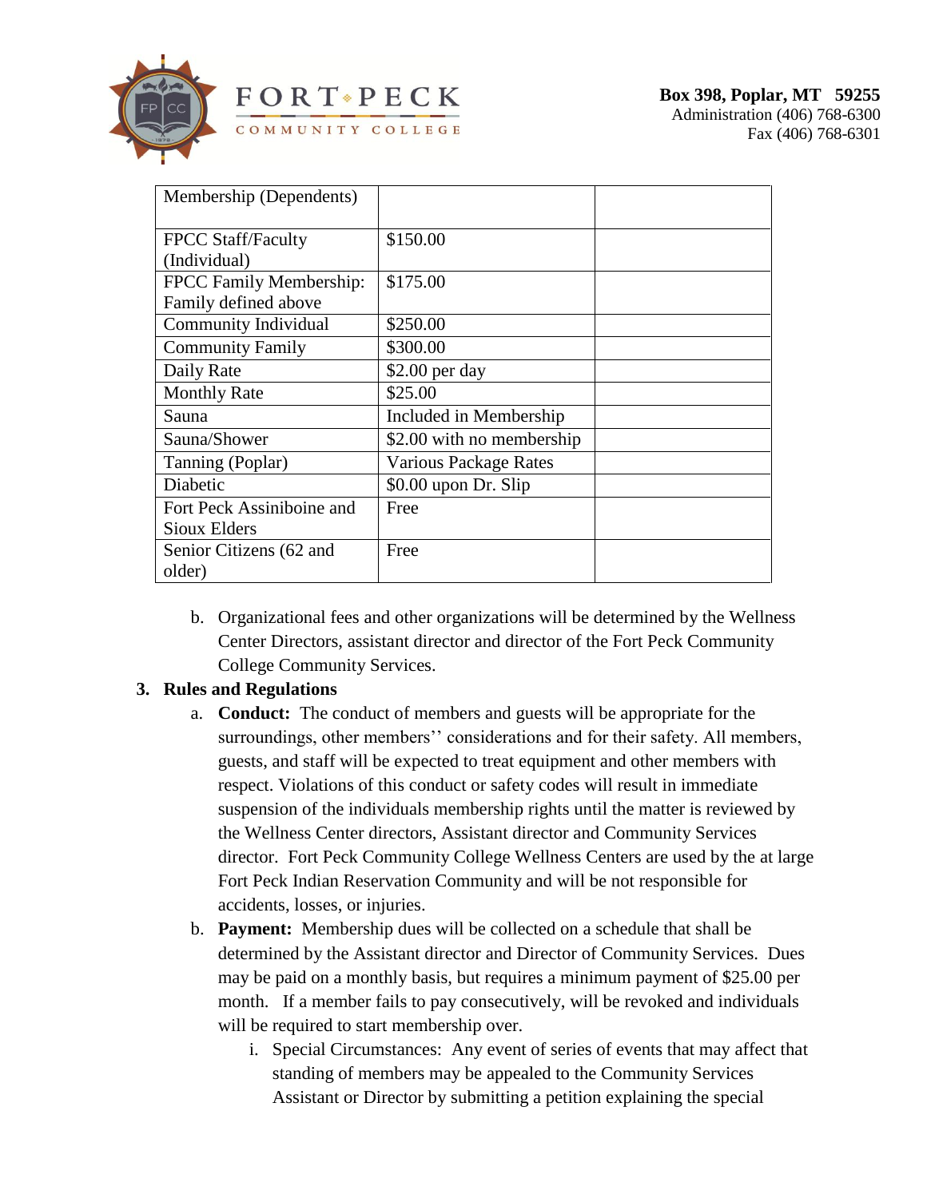| Membership (Dependents) | | |
|---|---|---|
| FPCC Staff/Faculty (Individual) | $150.00 | |
| FPCC Family Membership: Family defined above | $175.00 | |
| Community Individual | $250.00 | |
| Community Family | $300.00 | |
| Daily Rate | $2.00 per day | |
| Monthly Rate | $25.00 | |
| Sauna | Included in Membership | |
| Sauna/Shower | $2.00 with no membership | |
| Tanning (Poplar) | Various Package Rates | |
| Diabetic | $0.00 upon Dr. Slip | |
| Fort Peck Assiniboine and Sioux Elders | Free | |
| Senior Citizens (62 and older) | Free | |

b. Organizational fees and other organizations will be determined by the Wellness Center Directors, assistant director and director of the Fort Peck Community College Community Services.

## 3. Rules and Regulations

a. **Conduct:** The conduct of members and guests will be appropriate for the surroundings, other members'' considerations and for their safety. All members, guests, and staff will be expected to treat equipment and other members with respect. Violations of this conduct or safety codes will result in immediate suspension of the individuals membership rights until the matter is reviewed by the Wellness Center directors, Assistant director and Community Services director. Fort Peck Community College Wellness Centers are used by the at large Fort Peck Indian Reservation Community and will be not responsible for accidents, losses, or injuries.

b. **Payment:** Membership dues will be collected on a schedule that shall be determined by the Assistant director and Director of Community Services. Dues may be paid on a monthly basis, but requires a minimum payment of $25.00 per month. If a member fails to pay consecutively, will be revoked and individuals will be required to start membership over.

   i. Special Circumstances: Any event of series of events that may affect that standing of members may be appealed to the Community Services Assistant or Director by submitting a petition explaining the special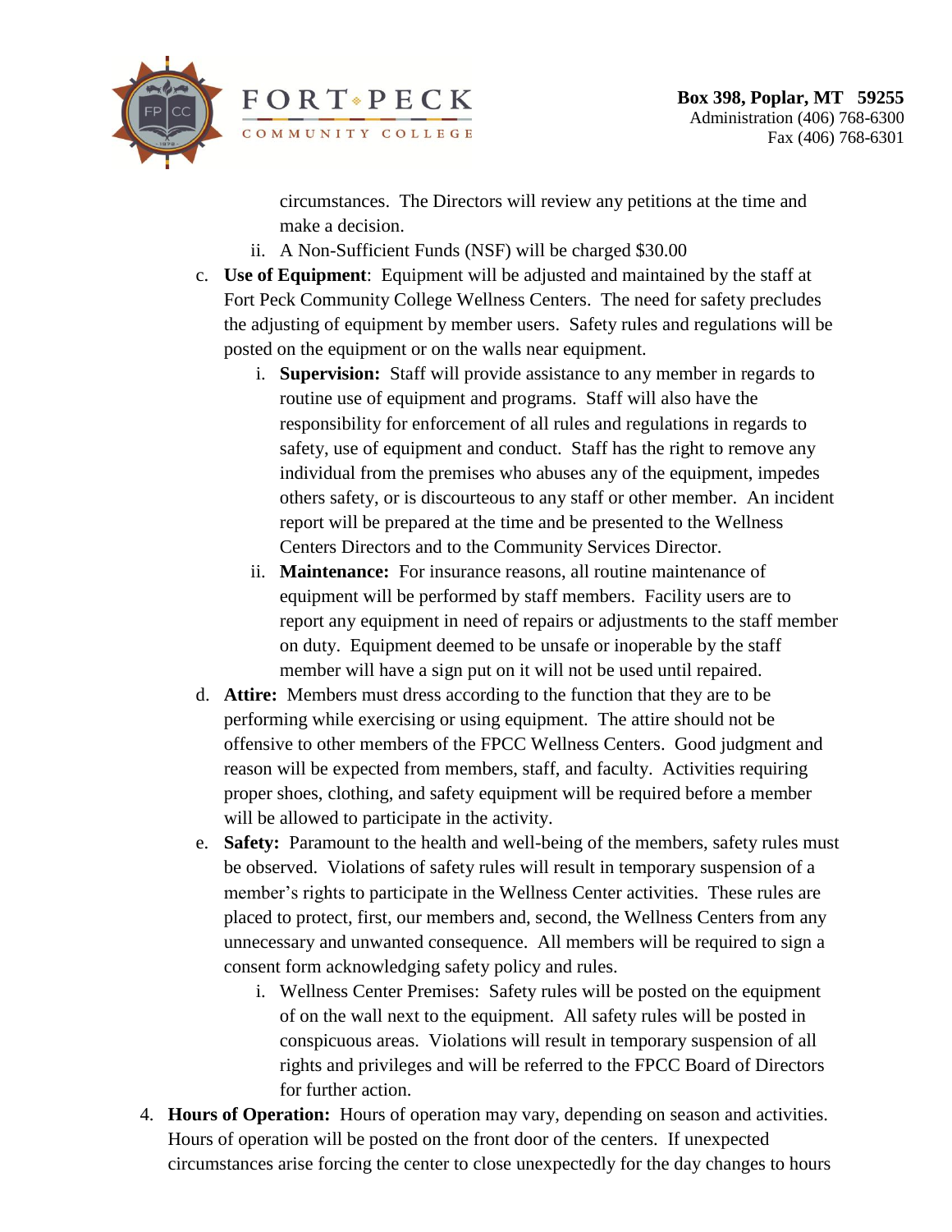circumstances. The Directors will review any petitions at the time and make a decision.

   ii. A Non-Sufficient Funds (NSF) will be charged $30.00

c. **Use of Equipment**: Equipment will be adjusted and maintained by the staff at Fort Peck Community College Wellness Centers. The need for safety precludes the adjusting of equipment by member users. Safety rules and regulations will be posted on the equipment or on the walls near equipment.

   i. **Supervision:** Staff will provide assistance to any member in regards to routine use of equipment and programs. Staff will also have the responsibility for enforcement of all rules and regulations in regards to safety, use of equipment and conduct. Staff has the right to remove any individual from the premises who abuses any of the equipment, impedes others safety, or is discourteous to any staff or other member. An incident report will be prepared at the time and be presented to the Wellness Centers Directors and to the Community Services Director.

   ii. **Maintenance:** For insurance reasons, all routine maintenance of equipment will be performed by staff members. Facility users are to report any equipment in need of repairs or adjustments to the staff member on duty. Equipment deemed to be unsafe or inoperable by the staff member will have a sign put on it will not be used until repaired.

d. **Attire:** Members must dress according to the function that they are to be performing while exercising or using equipment. The attire should not be offensive to other members of the FPCC Wellness Centers. Good judgment and reason will be expected from members, staff, and faculty. Activities requiring proper shoes, clothing, and safety equipment will be required before a member will be allowed to participate in the activity.

e. **Safety:** Paramount to the health and well-being of the members, safety rules must be observed. Violations of safety rules will result in temporary suspension of a member's rights to participate in the Wellness Center activities. These rules are placed to protect, first, our members and, second, the Wellness Centers from any unnecessary and unwanted consequence. All members will be required to sign a consent form acknowledging safety policy and rules.

   i. Wellness Center Premises: Safety rules will be posted on the equipment of on the wall next to the equipment. All safety rules will be posted in conspicuous areas. Violations will result in temporary suspension of all rights and privileges and will be referred to the FPCC Board of Directors for further action.

4. **Hours of Operation:** Hours of operation may vary, depending on season and activities. Hours of operation will be posted on the front door of the centers. If unexpected circumstances arise forcing the center to close unexpectedly for the day changes to hours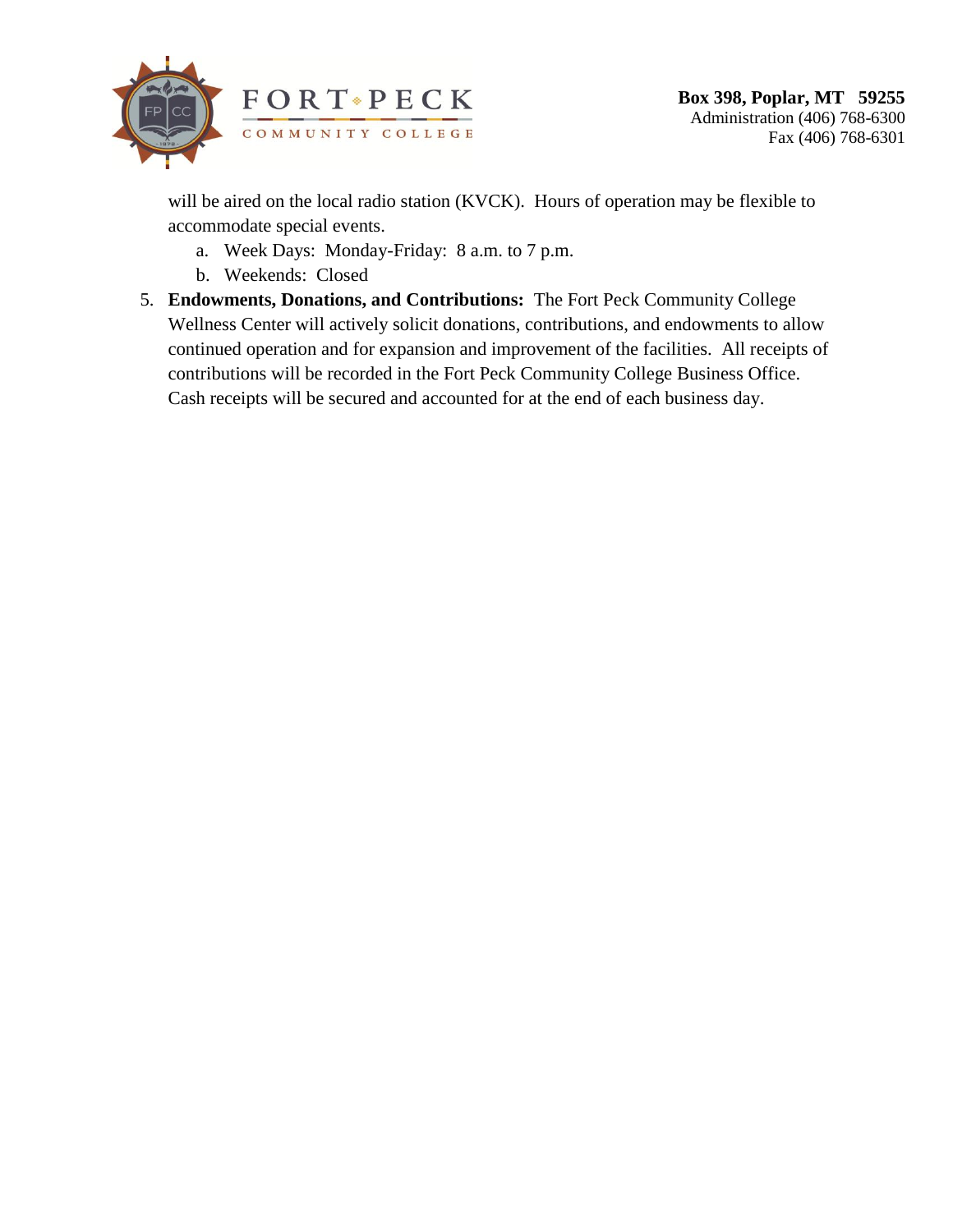will be aired on the local radio station (KVCK). Hours of operation may be flexible to accommodate special events.

   a. Week Days: Monday-Friday: 8 a.m. to 7 p.m.
   b. Weekends: Closed

5. **Endowments, Donations, and Contributions:** The Fort Peck Community College Wellness Center will actively solicit donations, contributions, and endowments to allow continued operation and for expansion and improvement of the facilities. All receipts of contributions will be recorded in the Fort Peck Community College Business Office. Cash receipts will be secured and accounted for at the end of each business day.